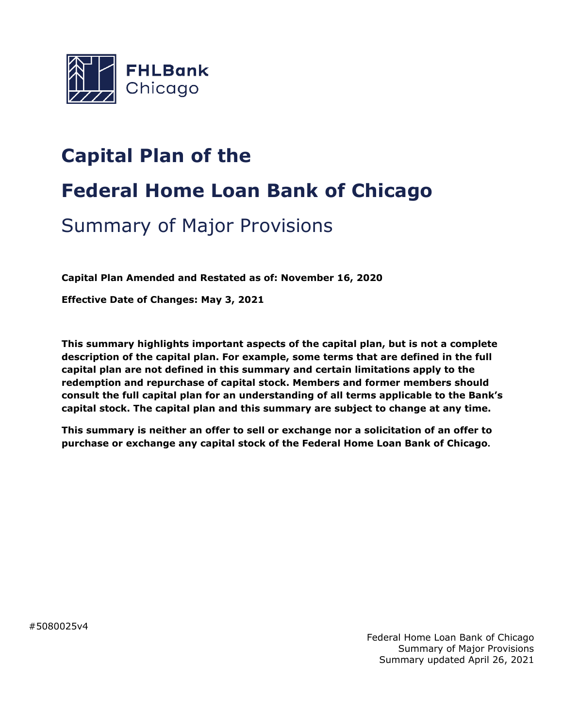FHLBank Chicago

# Capital Plan of the

# Federal Home Loan Bank of Chicago

## Summary of Major Provisions

**Capital Plan Amended and Restated as of: November 16, 2020**

**Effective Date of Changes: May 3, 2021**

**This summary highlights important aspects of the capital plan, but is not a complete description of the capital plan. For example, some terms that are defined in the full capital plan are not defined in this summary and certain limitations apply to the redemption and repurchase of capital stock. Members and former members should consult the full capital plan for an understanding of all terms applicable to the Bank's capital stock. The capital plan and this summary are subject to change at any time.**

**This summary is neither an offer to sell or exchange nor a solicitation of an offer to purchase or exchange any capital stock of the Federal Home Loan Bank of Chicago.**

#5080025v4

Federal Home Loan Bank of Chicago
Summary of Major Provisions
Summary updated April 26, 2021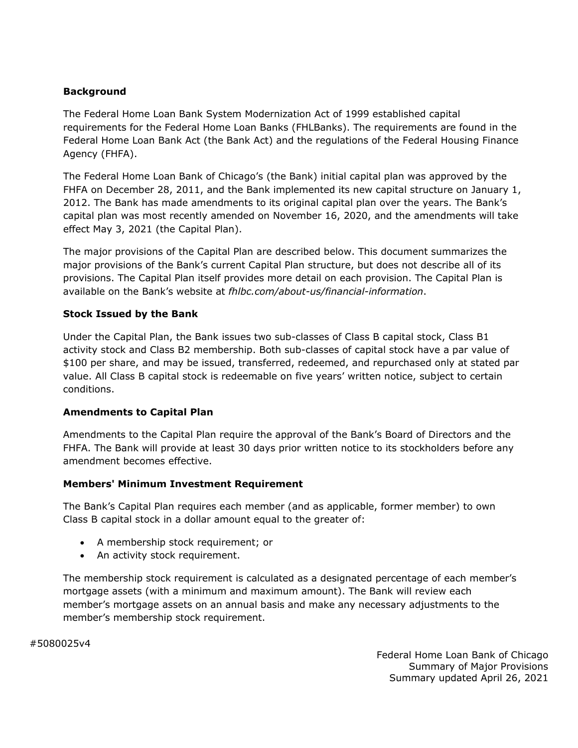**Background**

The Federal Home Loan Bank System Modernization Act of 1999 established capital requirements for the Federal Home Loan Banks (FHLBanks). The requirements are found in the Federal Home Loan Bank Act (the Bank Act) and the regulations of the Federal Housing Finance Agency (FHFA).

The Federal Home Loan Bank of Chicago's (the Bank) initial capital plan was approved by the FHFA on December 28, 2011, and the Bank implemented its new capital structure on January 1, 2012. The Bank has made amendments to its original capital plan over the years. The Bank's capital plan was most recently amended on November 16, 2020, and the amendments will take effect May 3, 2021 (the Capital Plan).

The major provisions of the Capital Plan are described below. This document summarizes the major provisions of the Bank's current Capital Plan structure, but does not describe all of its provisions. The Capital Plan itself provides more detail on each provision. The Capital Plan is available on the Bank's website at *fhlbc.com/about-us/financial-information*.

**Stock Issued by the Bank**

Under the Capital Plan, the Bank issues two sub-classes of Class B capital stock, Class B1 activity stock and Class B2 membership. Both sub-classes of capital stock have a par value of $100 per share, and may be issued, transferred, redeemed, and repurchased only at stated par value. All Class B capital stock is redeemable on five years' written notice, subject to certain conditions.

**Amendments to Capital Plan**

Amendments to the Capital Plan require the approval of the Bank's Board of Directors and the FHFA. The Bank will provide at least 30 days prior written notice to its stockholders before any amendment becomes effective.

**Members' Minimum Investment Requirement**

The Bank's Capital Plan requires each member (and as applicable, former member) to own Class B capital stock in a dollar amount equal to the greater of:

- A membership stock requirement; or
- An activity stock requirement.

The membership stock requirement is calculated as a designated percentage of each member's mortgage assets (with a minimum and maximum amount). The Bank will review each member's mortgage assets on an annual basis and make any necessary adjustments to the member's membership stock requirement.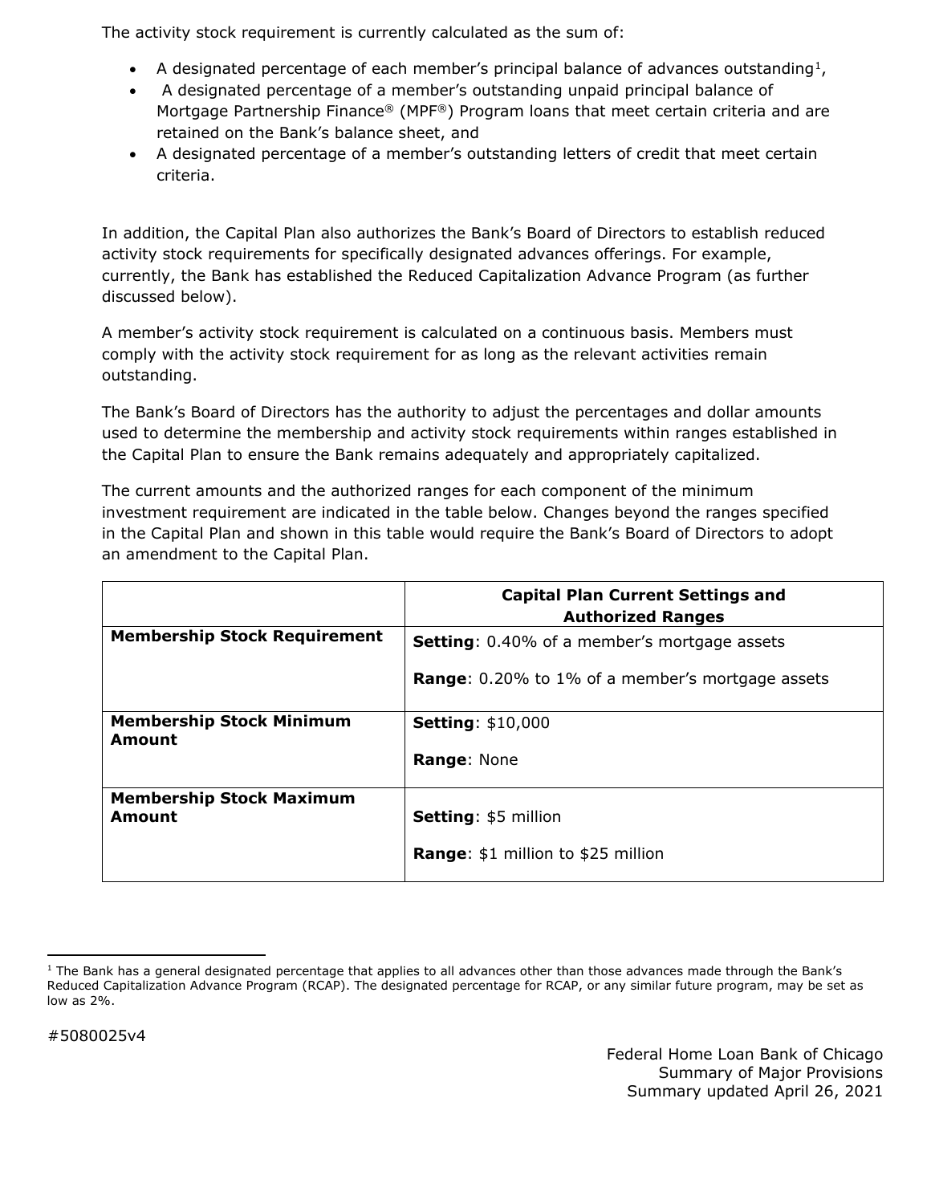The activity stock requirement is currently calculated as the sum of:

- A designated percentage of each member's principal balance of advances outstanding[1],
- A designated percentage of a member's outstanding unpaid principal balance of Mortgage Partnership Finance® (MPF®) Program loans that meet certain criteria and are retained on the Bank's balance sheet, and
- A designated percentage of a member's outstanding letters of credit that meet certain criteria.

In addition, the Capital Plan also authorizes the Bank's Board of Directors to establish reduced activity stock requirements for specifically designated advances offerings. For example, currently, the Bank has established the Reduced Capitalization Advance Program (as further discussed below).

A member's activity stock requirement is calculated on a continuous basis. Members must comply with the activity stock requirement for as long as the relevant activities remain outstanding.

The Bank's Board of Directors has the authority to adjust the percentages and dollar amounts used to determine the membership and activity stock requirements within ranges established in the Capital Plan to ensure the Bank remains adequately and appropriately capitalized.

The current amounts and the authorized ranges for each component of the minimum investment requirement are indicated in the table below. Changes beyond the ranges specified in the Capital Plan and shown in this table would require the Bank's Board of Directors to adopt an amendment to the Capital Plan.

| | **Capital Plan Current Settings and Authorized Ranges** |
|---|---|
| **Membership Stock Requirement** | **Setting**: 0.40% of a member's mortgage assets<br><br>**Range**: 0.20% to 1% of a member's mortgage assets |
| **Membership Stock Minimum Amount** | **Setting**: $10,000<br><br>**Range**: None |
| **Membership Stock Maximum Amount** | **Setting**: $5 million<br><br>**Range**: $1 million to $25 million |

[1] The Bank has a general designated percentage that applies to all advances other than those advances made through the Bank's Reduced Capitalization Advance Program (RCAP). The designated percentage for RCAP, or any similar future program, may be set as low as 2%.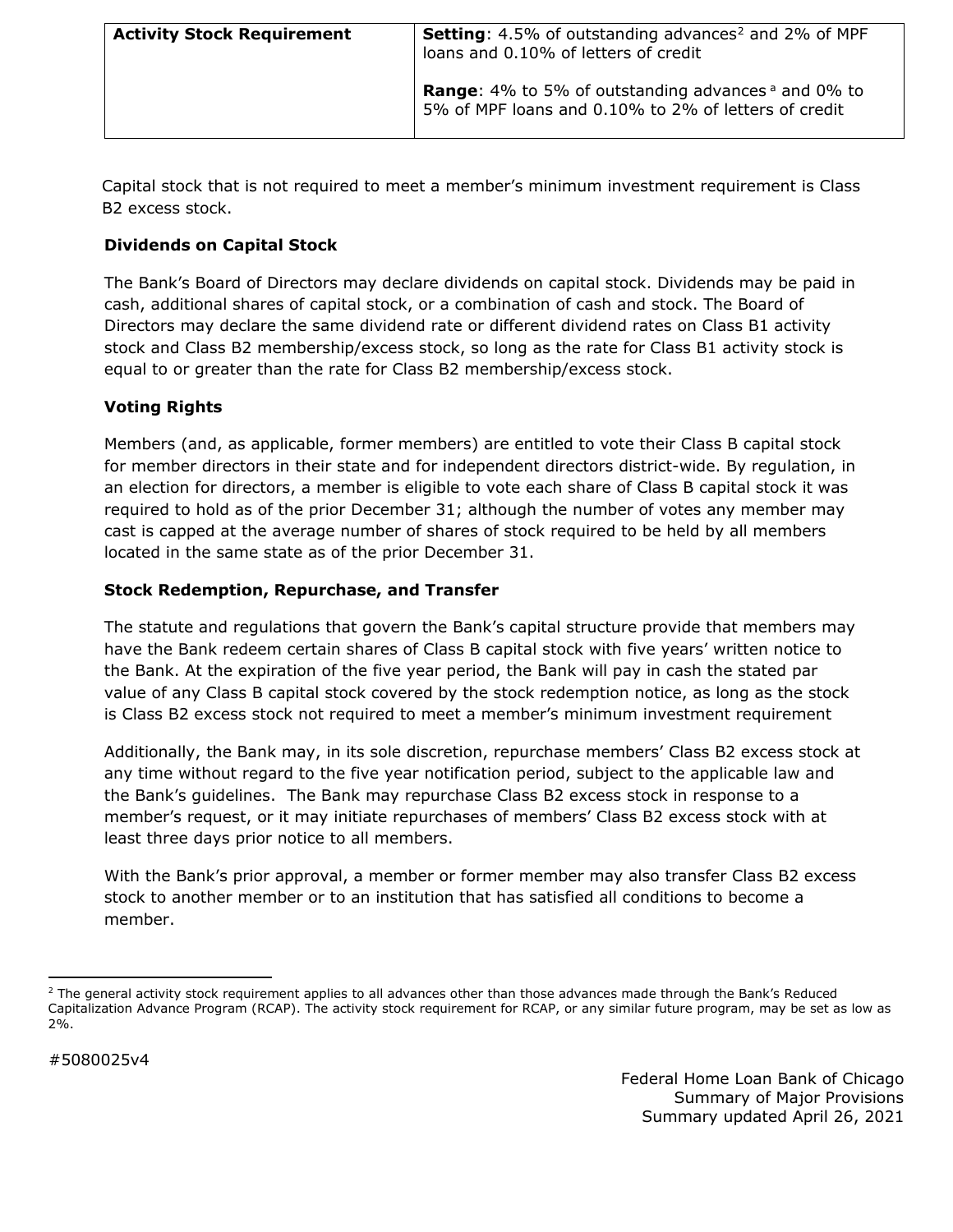| Activity Stock Requirement | **Setting**: 4.5% of outstanding advances[2] and 2% of MPF loans and 0.10% of letters of credit<br><br>**Range**: 4% to 5% of outstanding advances [a] and 0% to 5% of MPF loans and 0.10% to 2% of letters of credit |
|---|---|

Capital stock that is not required to meet a member's minimum investment requirement is Class B2 excess stock.

**Dividends on Capital Stock**

The Bank's Board of Directors may declare dividends on capital stock. Dividends may be paid in cash, additional shares of capital stock, or a combination of cash and stock. The Board of Directors may declare the same dividend rate or different dividend rates on Class B1 activity stock and Class B2 membership/excess stock, so long as the rate for Class B1 activity stock is equal to or greater than the rate for Class B2 membership/excess stock.

**Voting Rights**

Members (and, as applicable, former members) are entitled to vote their Class B capital stock for member directors in their state and for independent directors district-wide. By regulation, in an election for directors, a member is eligible to vote each share of Class B capital stock it was required to hold as of the prior December 31; although the number of votes any member may cast is capped at the average number of shares of stock required to be held by all members located in the same state as of the prior December 31.

**Stock Redemption, Repurchase, and Transfer**

The statute and regulations that govern the Bank's capital structure provide that members may have the Bank redeem certain shares of Class B capital stock with five years' written notice to the Bank. At the expiration of the five year period, the Bank will pay in cash the stated par value of any Class B capital stock covered by the stock redemption notice, as long as the stock is Class B2 excess stock not required to meet a member's minimum investment requirement

Additionally, the Bank may, in its sole discretion, repurchase members' Class B2 excess stock at any time without regard to the five year notification period, subject to the applicable law and the Bank's guidelines. The Bank may repurchase Class B2 excess stock in response to a member's request, or it may initiate repurchases of members' Class B2 excess stock with at least three days prior notice to all members.

With the Bank's prior approval, a member or former member may also transfer Class B2 excess stock to another member or to an institution that has satisfied all conditions to become a member.

[2] The general activity stock requirement applies to all advances other than those advances made through the Bank's Reduced Capitalization Advance Program (RCAP). The activity stock requirement for RCAP, or any similar future program, may be set as low as 2%.

#5080025v4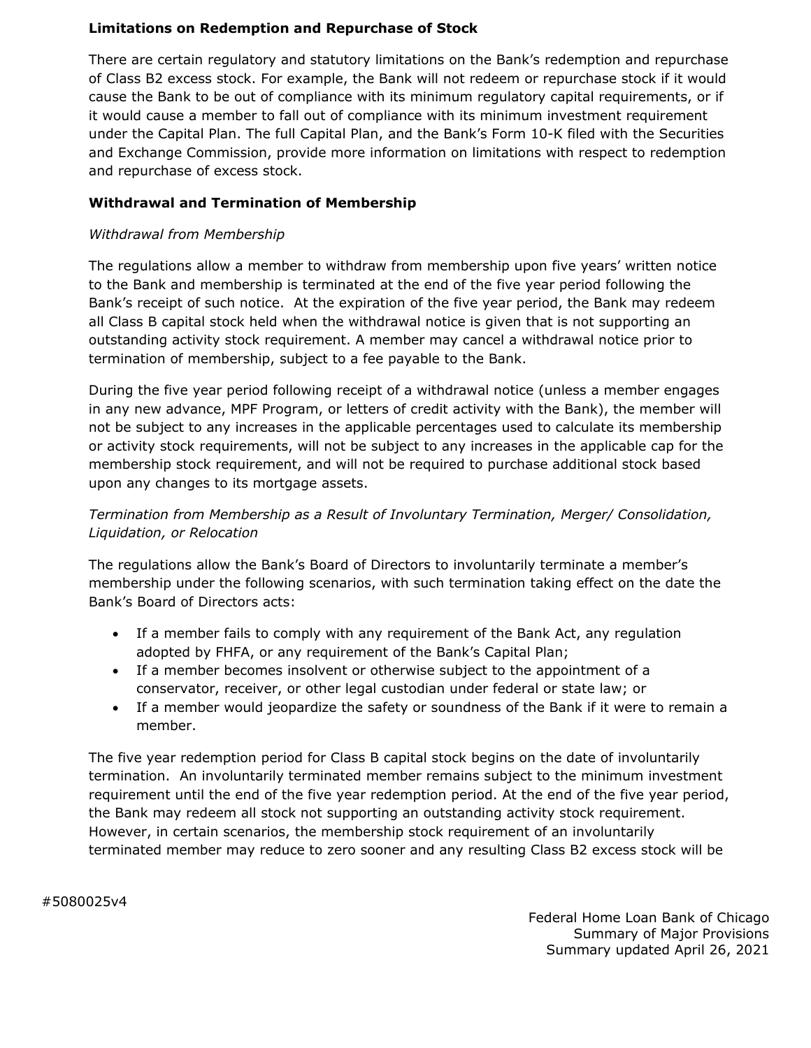### Limitations on Redemption and Repurchase of Stock

There are certain regulatory and statutory limitations on the Bank's redemption and repurchase of Class B2 excess stock. For example, the Bank will not redeem or repurchase stock if it would cause the Bank to be out of compliance with its minimum regulatory capital requirements, or if it would cause a member to fall out of compliance with its minimum investment requirement under the Capital Plan. The full Capital Plan, and the Bank's Form 10-K filed with the Securities and Exchange Commission, provide more information on limitations with respect to redemption and repurchase of excess stock.

### Withdrawal and Termination of Membership

*Withdrawal from Membership*

The regulations allow a member to withdraw from membership upon five years' written notice to the Bank and membership is terminated at the end of the five year period following the Bank's receipt of such notice. At the expiration of the five year period, the Bank may redeem all Class B capital stock held when the withdrawal notice is given that is not supporting an outstanding activity stock requirement. A member may cancel a withdrawal notice prior to termination of membership, subject to a fee payable to the Bank.

During the five year period following receipt of a withdrawal notice (unless a member engages in any new advance, MPF Program, or letters of credit activity with the Bank), the member will not be subject to any increases in the applicable percentages used to calculate its membership or activity stock requirements, will not be subject to any increases in the applicable cap for the membership stock requirement, and will not be required to purchase additional stock based upon any changes to its mortgage assets.

*Termination from Membership as a Result of Involuntary Termination, Merger/ Consolidation, Liquidation, or Relocation*

The regulations allow the Bank's Board of Directors to involuntarily terminate a member's membership under the following scenarios, with such termination taking effect on the date the Bank's Board of Directors acts:

- If a member fails to comply with any requirement of the Bank Act, any regulation adopted by FHFA, or any requirement of the Bank's Capital Plan;
- If a member becomes insolvent or otherwise subject to the appointment of a conservator, receiver, or other legal custodian under federal or state law; or
- If a member would jeopardize the safety or soundness of the Bank if it were to remain a member.

The five year redemption period for Class B capital stock begins on the date of involuntarily termination. An involuntarily terminated member remains subject to the minimum investment requirement until the end of the five year redemption period. At the end of the five year period, the Bank may redeem all stock not supporting an outstanding activity stock requirement. However, in certain scenarios, the membership stock requirement of an involuntarily terminated member may reduce to zero sooner and any resulting Class B2 excess stock will be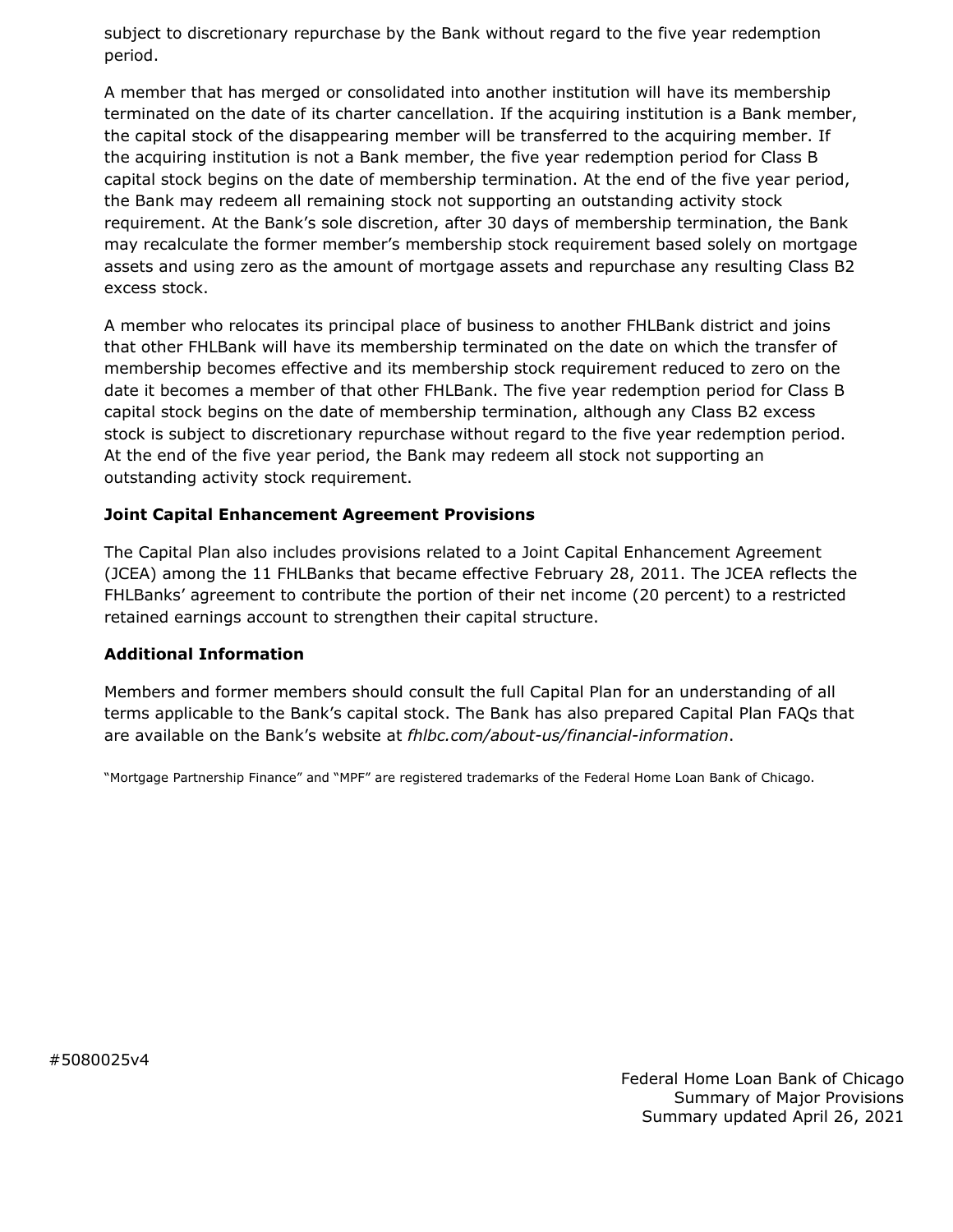subject to discretionary repurchase by the Bank without regard to the five year redemption period.

A member that has merged or consolidated into another institution will have its membership terminated on the date of its charter cancellation. If the acquiring institution is a Bank member, the capital stock of the disappearing member will be transferred to the acquiring member. If the acquiring institution is not a Bank member, the five year redemption period for Class B capital stock begins on the date of membership termination. At the end of the five year period, the Bank may redeem all remaining stock not supporting an outstanding activity stock requirement. At the Bank's sole discretion, after 30 days of membership termination, the Bank may recalculate the former member's membership stock requirement based solely on mortgage assets and using zero as the amount of mortgage assets and repurchase any resulting Class B2 excess stock.

A member who relocates its principal place of business to another FHLBank district and joins that other FHLBank will have its membership terminated on the date on which the transfer of membership becomes effective and its membership stock requirement reduced to zero on the date it becomes a member of that other FHLBank. The five year redemption period for Class B capital stock begins on the date of membership termination, although any Class B2 excess stock is subject to discretionary repurchase without regard to the five year redemption period. At the end of the five year period, the Bank may redeem all stock not supporting an outstanding activity stock requirement.

**Joint Capital Enhancement Agreement Provisions**

The Capital Plan also includes provisions related to a Joint Capital Enhancement Agreement (JCEA) among the 11 FHLBanks that became effective February 28, 2011. The JCEA reflects the FHLBanks' agreement to contribute the portion of their net income (20 percent) to a restricted retained earnings account to strengthen their capital structure.

**Additional Information**

Members and former members should consult the full Capital Plan for an understanding of all terms applicable to the Bank's capital stock. The Bank has also prepared Capital Plan FAQs that are available on the Bank's website at *fhlbc.com/about-us/financial-information*.

"Mortgage Partnership Finance" and "MPF" are registered trademarks of the Federal Home Loan Bank of Chicago.

#5080025v4

Federal Home Loan Bank of Chicago
Summary of Major Provisions
Summary updated April 26, 2021